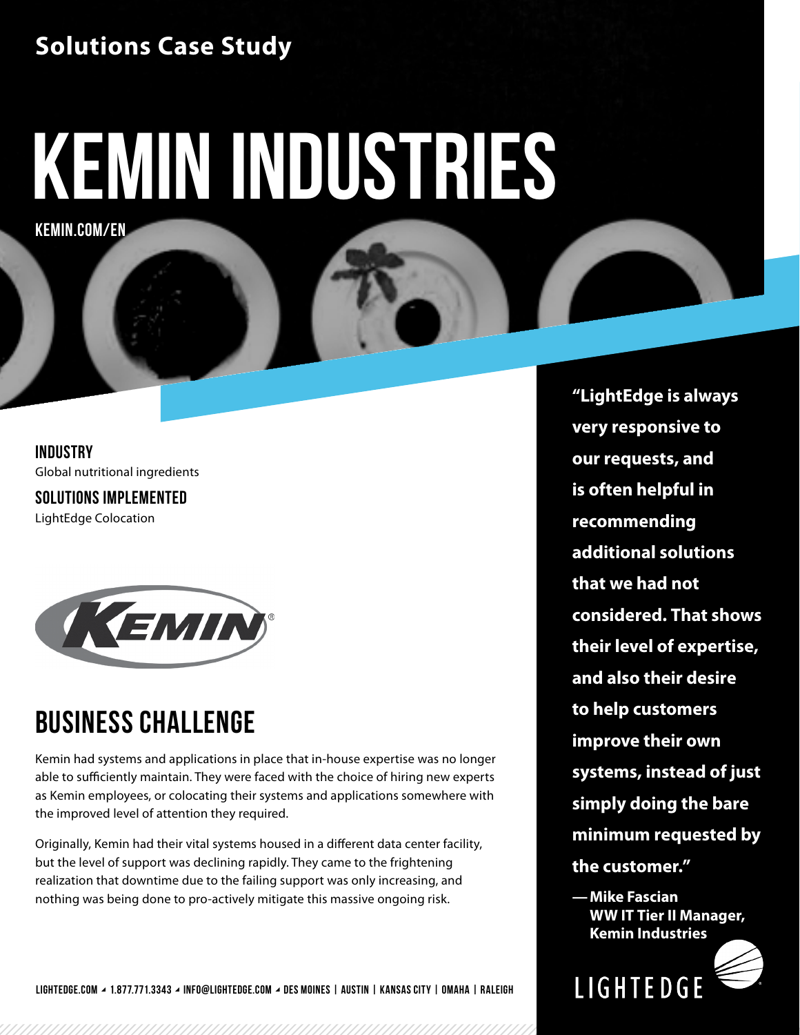**Solutions Case Study**

# KEMIN INDUSTRIES

KEMIN.COM/EN

**INDUSTRY**
Global nutritional ingredients

**SOLUTIONS IMPLEMENTED**
LightEdge Colocation

## BUSINESS CHALLENGE

Kemin had systems and applications in place that in-house expertise was no longer able to sufficiently maintain. They were faced with the choice of hiring new experts as Kemin employees, or colocating their systems and applications somewhere with the improved level of attention they required.

Originally, Kemin had their vital systems housed in a different data center facility, but the level of support was declining rapidly. They came to the frightening realization that downtime due to the failing support was only increasing, and nothing was being done to pro-actively mitigate this massive ongoing risk.

**"LightEdge is always very responsive to our requests, and is often helpful in recommending additional solutions that we had not considered. That shows their level of expertise, and also their desire to help customers improve their own systems, instead of just simply doing the bare minimum requested by the customer."**

**— Mike Fascian
WW IT Tier II Manager,
Kemin Industries**

LIGHTEDGE.COM ◢ 1.877.771.3343 ◢ INFO@LIGHTEDGE.COM ◢ DES MOINES | AUSTIN | KANSAS CITY | OMAHA | RALEIGH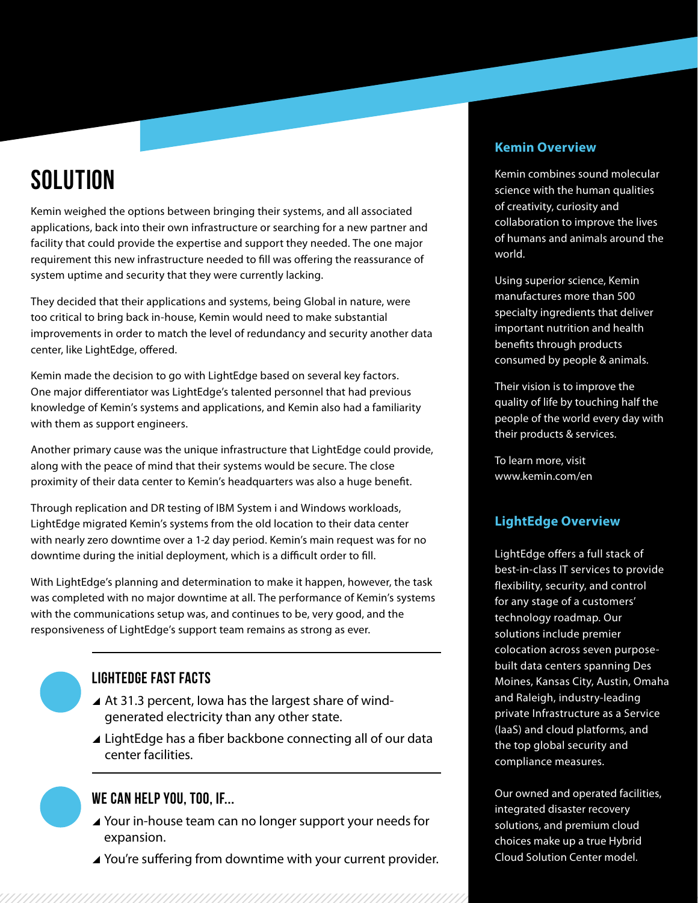# SOLUTION

Kemin weighed the options between bringing their systems, and all associated applications, back into their own infrastructure or searching for a new partner and facility that could provide the expertise and support they needed. The one major requirement this new infrastructure needed to fill was offering the reassurance of system uptime and security that they were currently lacking.

They decided that their applications and systems, being Global in nature, were too critical to bring back in-house, Kemin would need to make substantial improvements in order to match the level of redundancy and security another data center, like LightEdge, offered.

Kemin made the decision to go with LightEdge based on several key factors. One major differentiator was LightEdge's talented personnel that had previous knowledge of Kemin's systems and applications, and Kemin also had a familiarity with them as support engineers.

Another primary cause was the unique infrastructure that LightEdge could provide, along with the peace of mind that their systems would be secure. The close proximity of their data center to Kemin's headquarters was also a huge benefit.

Through replication and DR testing of IBM System i and Windows workloads, LightEdge migrated Kemin's systems from the old location to their data center with nearly zero downtime over a 1-2 day period. Kemin's main request was for no downtime during the initial deployment, which is a difficult order to fill.

With LightEdge's planning and determination to make it happen, however, the task was completed with no major downtime at all. The performance of Kemin's systems with the communications setup was, and continues to be, very good, and the responsiveness of LightEdge's support team remains as strong as ever.

## LIGHTEDGE FAST FACTS

- At 31.3 percent, Iowa has the largest share of wind-generated electricity than any other state.
- LightEdge has a fiber backbone connecting all of our data center facilities.

## WE CAN HELP YOU, TOO, IF...

- Your in-house team can no longer support your needs for expansion.
- You're suffering from downtime with your current provider.

### Kemin Overview

Kemin combines sound molecular science with the human qualities of creativity, curiosity and collaboration to improve the lives of humans and animals around the world.

Using superior science, Kemin manufactures more than 500 specialty ingredients that deliver important nutrition and health benefits through products consumed by people & animals.

Their vision is to improve the quality of life by touching half the people of the world every day with their products & services.

To learn more, visit www.kemin.com/en

### LightEdge Overview

LightEdge offers a full stack of best-in-class IT services to provide flexibility, security, and control for any stage of a customers' technology roadmap. Our solutions include premier colocation across seven purpose-built data centers spanning Des Moines, Kansas City, Austin, Omaha and Raleigh, industry-leading private Infrastructure as a Service (IaaS) and cloud platforms, and the top global security and compliance measures.

Our owned and operated facilities, integrated disaster recovery solutions, and premium cloud choices make up a true Hybrid Cloud Solution Center model.